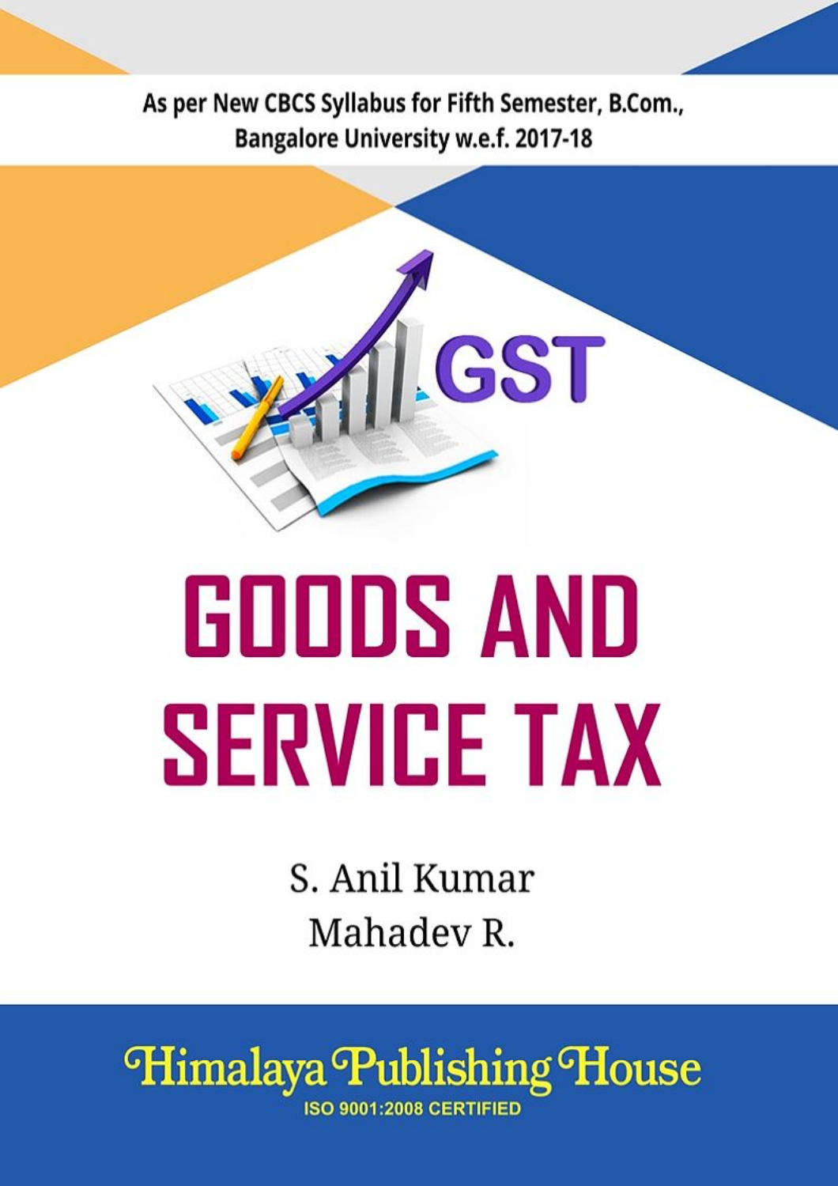As per New CBCS Syllabus for Fifth Semester, B.Com., Bangalore University w.e.f. 2017-18

GST

# GOODS AND SERVICE TAX

S. Anil Kumar

Mahadev R.

**Himalaya Publishing House**

ISO 9001:2008 CERTIFIED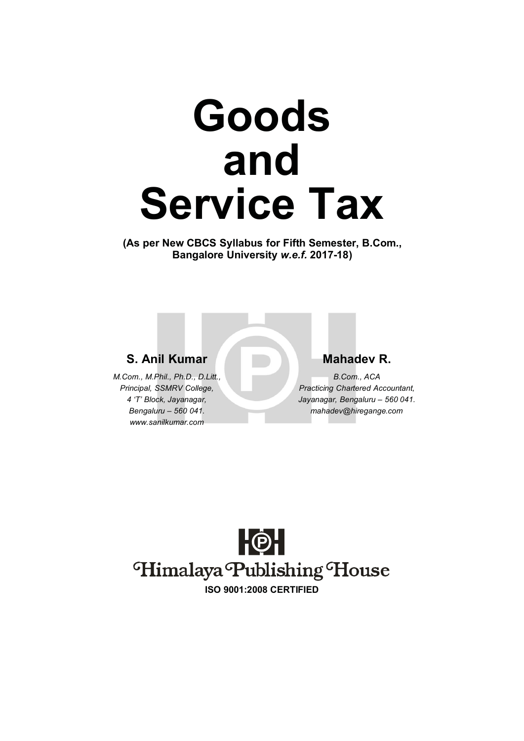# Goods and Service Tax

**(As per New CBCS Syllabus for Fifth Semester, B.Com., Bangalore University *w.e.f.* 2017-18)**

**S. Anil Kumar**

*M.Com., M.Phil., Ph.D., D.Litt.,*
*Principal, SSMRV College,*
*4 'T' Block, Jayanagar,*
*Bengaluru – 560 041.*
*www.sanilkumar.com*

**Mahadev R.**

*B.Com., ACA*
*Practicing Chartered Accountant,*
*Jayanagar, Bengaluru – 560 041.*
*mahadev@hiregange.com*

Himalaya Publishing House

**ISO 9001:2008 CERTIFIED**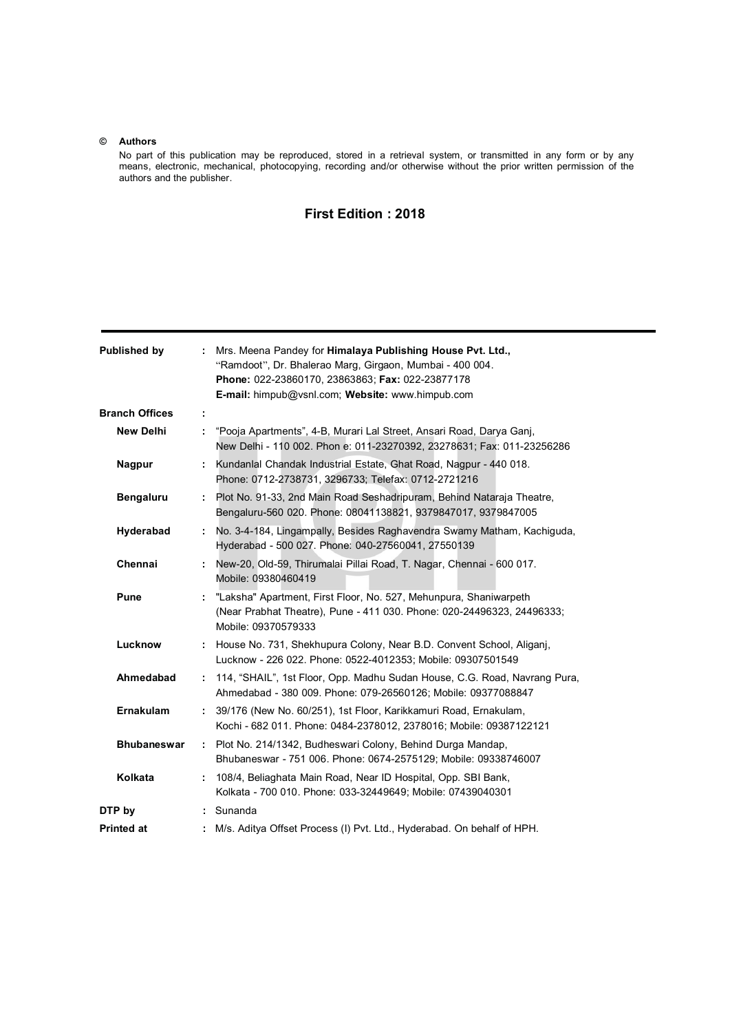© **Authors**

No part of this publication may be reproduced, stored in a retrieval system, or transmitted in any form or by any means, electronic, mechanical, photocopying, recording and/or otherwise without the prior written permission of the authors and the publisher.

**First Edition : 2018**

| | | |
|---|---|---|
| **Published by** | : | Mrs. Meena Pandey for **Himalaya Publishing House Pvt. Ltd.,** "Ramdoot", Dr. Bhalerao Marg, Girgaon, Mumbai - 400 004. **Phone:** 022-23860170, 23863863; **Fax:** 022-23877178 **E-mail:** himpub@vsnl.com; **Website:** www.himpub.com |
| **Branch Offices** | : | |
| **New Delhi** | : | "Pooja Apartments", 4-B, Murari Lal Street, Ansari Road, Darya Ganj, New Delhi - 110 002. Phon e: 011-23270392, 23278631; Fax: 011-23256286 |
| **Nagpur** | : | Kundanlal Chandak Industrial Estate, Ghat Road, Nagpur - 440 018. Phone: 0712-2738731, 3296733; Telefax: 0712-2721216 |
| **Bengaluru** | : | Plot No. 91-33, 2nd Main Road Seshadripuram, Behind Nataraja Theatre, Bengaluru-560 020. Phone: 08041138821, 9379847017, 9379847005 |
| **Hyderabad** | : | No. 3-4-184, Lingampally, Besides Raghavendra Swamy Matham, Kachiguda, Hyderabad - 500 027. Phone: 040-27560041, 27550139 |
| **Chennai** | : | New-20, Old-59, Thirumalai Pillai Road, T. Nagar, Chennai - 600 017. Mobile: 09380460419 |
| **Pune** | : | "Laksha" Apartment, First Floor, No. 527, Mehunpura, Shaniwarpeth (Near Prabhat Theatre), Pune - 411 030. Phone: 020-24496323, 24496333; Mobile: 09370579333 |
| **Lucknow** | : | House No. 731, Shekhupura Colony, Near B.D. Convent School, Aliganj, Lucknow - 226 022. Phone: 0522-4012353; Mobile: 09307501549 |
| **Ahmedabad** | : | 114, "SHAIL", 1st Floor, Opp. Madhu Sudan House, C.G. Road, Navrang Pura, Ahmedabad - 380 009. Phone: 079-26560126; Mobile: 09377088847 |
| **Ernakulam** | : | 39/176 (New No. 60/251), 1st Floor, Karikkamuri Road, Ernakulam, Kochi - 682 011. Phone: 0484-2378012, 2378016; Mobile: 09387122121 |
| **Bhubaneswar** | : | Plot No. 214/1342, Budheswari Colony, Behind Durga Mandap, Bhubaneswar - 751 006. Phone: 0674-2575129; Mobile: 09338746007 |
| **Kolkata** | : | 108/4, Beliaghata Main Road, Near ID Hospital, Opp. SBI Bank, Kolkata - 700 010. Phone: 033-32449649; Mobile: 07439040301 |
| **DTP by** | : | Sunanda |
| **Printed at** | : | M/s. Aditya Offset Process (I) Pvt. Ltd., Hyderabad. On behalf of HPH. |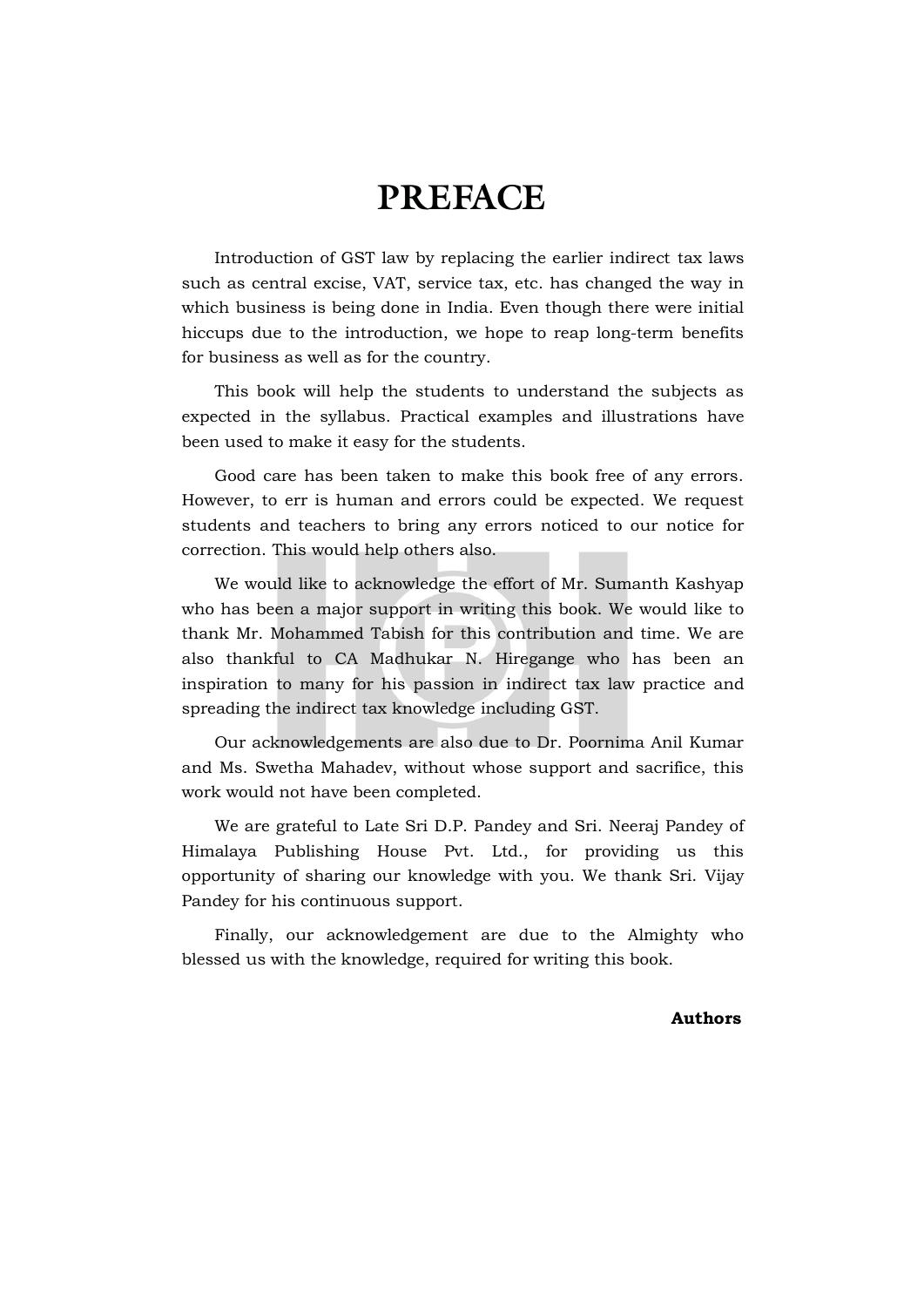# PREFACE

Introduction of GST law by replacing the earlier indirect tax laws such as central excise, VAT, service tax, etc. has changed the way in which business is being done in India. Even though there were initial hiccups due to the introduction, we hope to reap long-term benefits for business as well as for the country.

This book will help the students to understand the subjects as expected in the syllabus. Practical examples and illustrations have been used to make it easy for the students.

Good care has been taken to make this book free of any errors. However, to err is human and errors could be expected. We request students and teachers to bring any errors noticed to our notice for correction. This would help others also.

We would like to acknowledge the effort of Mr. Sumanth Kashyap who has been a major support in writing this book. We would like to thank Mr. Mohammed Tabish for this contribution and time. We are also thankful to CA Madhukar N. Hiregange who has been an inspiration to many for his passion in indirect tax law practice and spreading the indirect tax knowledge including GST.

Our acknowledgements are also due to Dr. Poornima Anil Kumar and Ms. Swetha Mahadev, without whose support and sacrifice, this work would not have been completed.

We are grateful to Late Sri D.P. Pandey and Sri. Neeraj Pandey of Himalaya Publishing House Pvt. Ltd., for providing us this opportunity of sharing our knowledge with you. We thank Sri. Vijay Pandey for his continuous support.

Finally, our acknowledgement are due to the Almighty who blessed us with the knowledge, required for writing this book.

**Authors**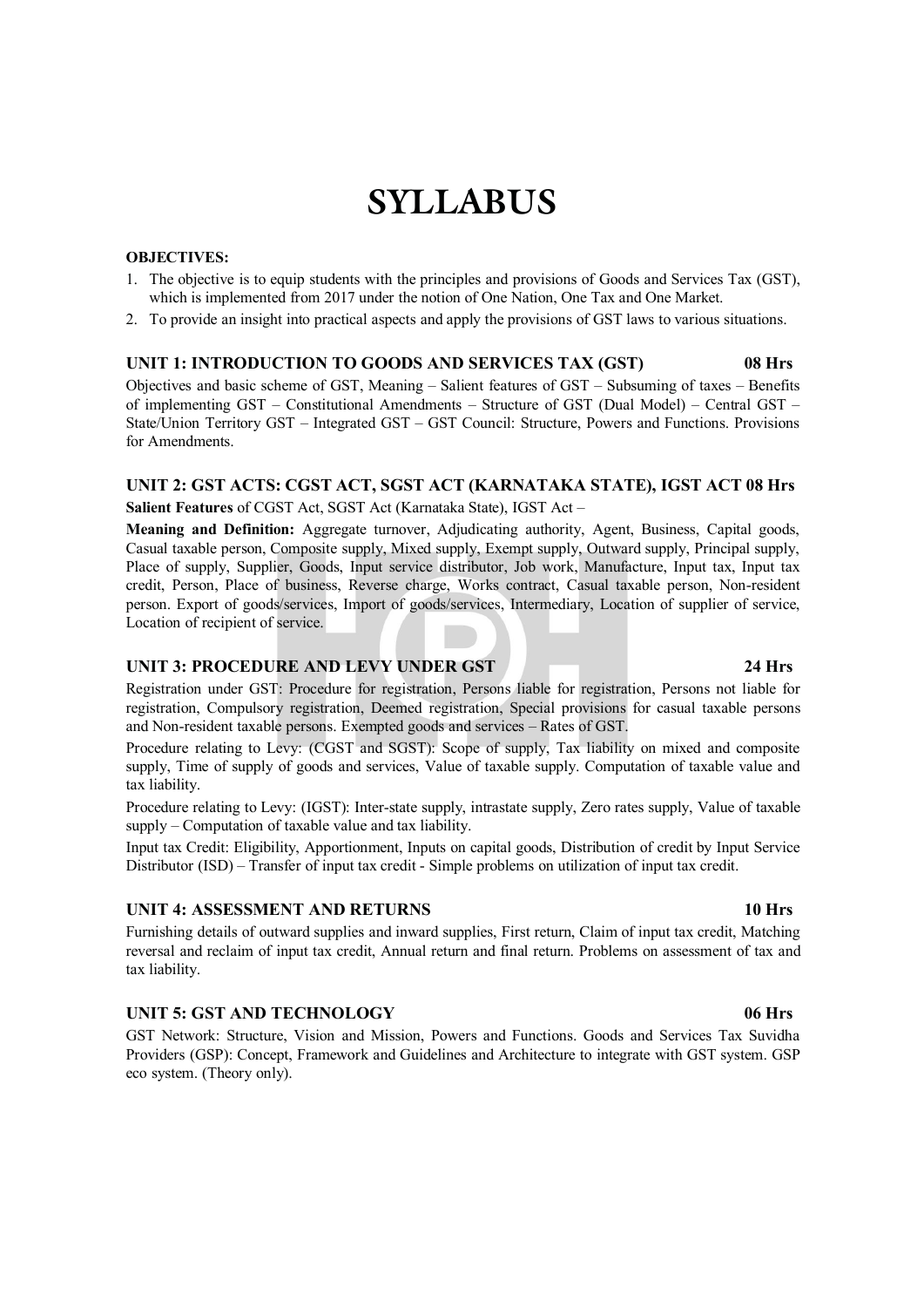# SYLLABUS

**OBJECTIVES:**

1. The objective is to equip students with the principles and provisions of Goods and Services Tax (GST), which is implemented from 2017 under the notion of One Nation, One Tax and One Market.
2. To provide an insight into practical aspects and apply the provisions of GST laws to various situations.

### UNIT 1: INTRODUCTION TO GOODS AND SERVICES TAX (GST) 08 Hrs

Objectives and basic scheme of GST, Meaning – Salient features of GST – Subsuming of taxes – Benefits of implementing GST – Constitutional Amendments – Structure of GST (Dual Model) – Central GST – State/Union Territory GST – Integrated GST – GST Council: Structure, Powers and Functions. Provisions for Amendments.

### UNIT 2: GST ACTS: CGST ACT, SGST ACT (KARNATAKA STATE), IGST ACT 08 Hrs

**Salient Features** of CGST Act, SGST Act (Karnataka State), IGST Act –

**Meaning and Definition:** Aggregate turnover, Adjudicating authority, Agent, Business, Capital goods, Casual taxable person, Composite supply, Mixed supply, Exempt supply, Outward supply, Principal supply, Place of supply, Supplier, Goods, Input service distributor, Job work, Manufacture, Input tax, Input tax credit, Person, Place of business, Reverse charge, Works contract, Casual taxable person, Non-resident person. Export of goods/services, Import of goods/services, Intermediary, Location of supplier of service, Location of recipient of service.

### UNIT 3: PROCEDURE AND LEVY UNDER GST 24 Hrs

Registration under GST: Procedure for registration, Persons liable for registration, Persons not liable for registration, Compulsory registration, Deemed registration, Special provisions for casual taxable persons and Non-resident taxable persons. Exempted goods and services – Rates of GST.

Procedure relating to Levy: (CGST and SGST): Scope of supply, Tax liability on mixed and composite supply, Time of supply of goods and services, Value of taxable supply. Computation of taxable value and tax liability.

Procedure relating to Levy: (IGST): Inter-state supply, intrastate supply, Zero rates supply, Value of taxable supply – Computation of taxable value and tax liability.

Input tax Credit: Eligibility, Apportionment, Inputs on capital goods, Distribution of credit by Input Service Distributor (ISD) – Transfer of input tax credit - Simple problems on utilization of input tax credit.

### UNIT 4: ASSESSMENT AND RETURNS 10 Hrs

Furnishing details of outward supplies and inward supplies, First return, Claim of input tax credit, Matching reversal and reclaim of input tax credit, Annual return and final return. Problems on assessment of tax and tax liability.

### UNIT 5: GST AND TECHNOLOGY 06 Hrs

GST Network: Structure, Vision and Mission, Powers and Functions. Goods and Services Tax Suvidha Providers (GSP): Concept, Framework and Guidelines and Architecture to integrate with GST system. GSP eco system. (Theory only).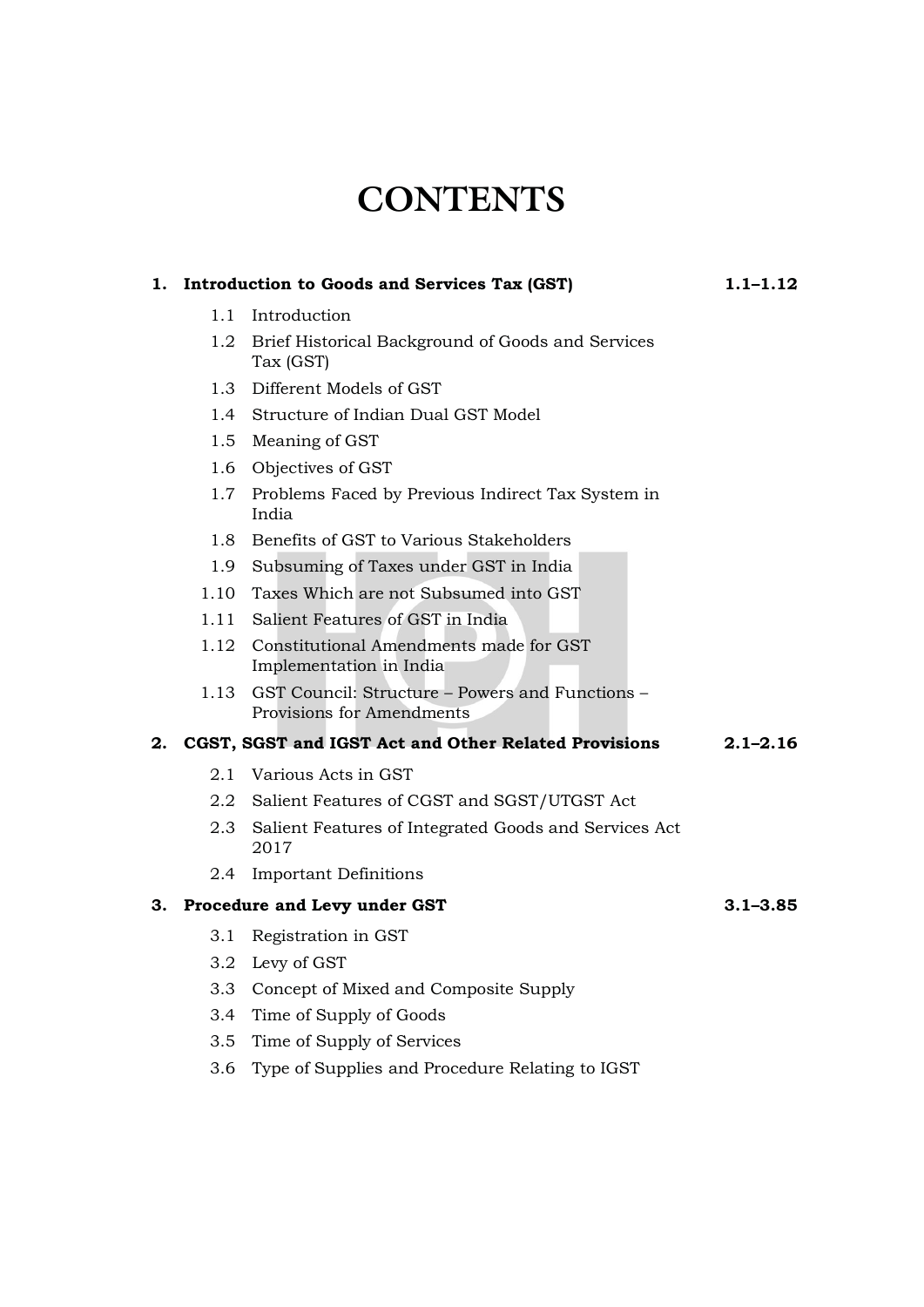# CONTENTS

**1. Introduction to Goods and Services Tax (GST)** **1.1–1.12**

- 1.1 Introduction
- 1.2 Brief Historical Background of Goods and Services Tax (GST)
- 1.3 Different Models of GST
- 1.4 Structure of Indian Dual GST Model
- 1.5 Meaning of GST
- 1.6 Objectives of GST
- 1.7 Problems Faced by Previous Indirect Tax System in India
- 1.8 Benefits of GST to Various Stakeholders
- 1.9 Subsuming of Taxes under GST in India
- 1.10 Taxes Which are not Subsumed into GST
- 1.11 Salient Features of GST in India
- 1.12 Constitutional Amendments made for GST Implementation in India
- 1.13 GST Council: Structure – Powers and Functions – Provisions for Amendments

**2. CGST, SGST and IGST Act and Other Related Provisions** **2.1–2.16**

- 2.1 Various Acts in GST
- 2.2 Salient Features of CGST and SGST/UTGST Act
- 2.3 Salient Features of Integrated Goods and Services Act 2017
- 2.4 Important Definitions

**3. Procedure and Levy under GST** **3.1–3.85**

- 3.1 Registration in GST
- 3.2 Levy of GST
- 3.3 Concept of Mixed and Composite Supply
- 3.4 Time of Supply of Goods
- 3.5 Time of Supply of Services
- 3.6 Type of Supplies and Procedure Relating to IGST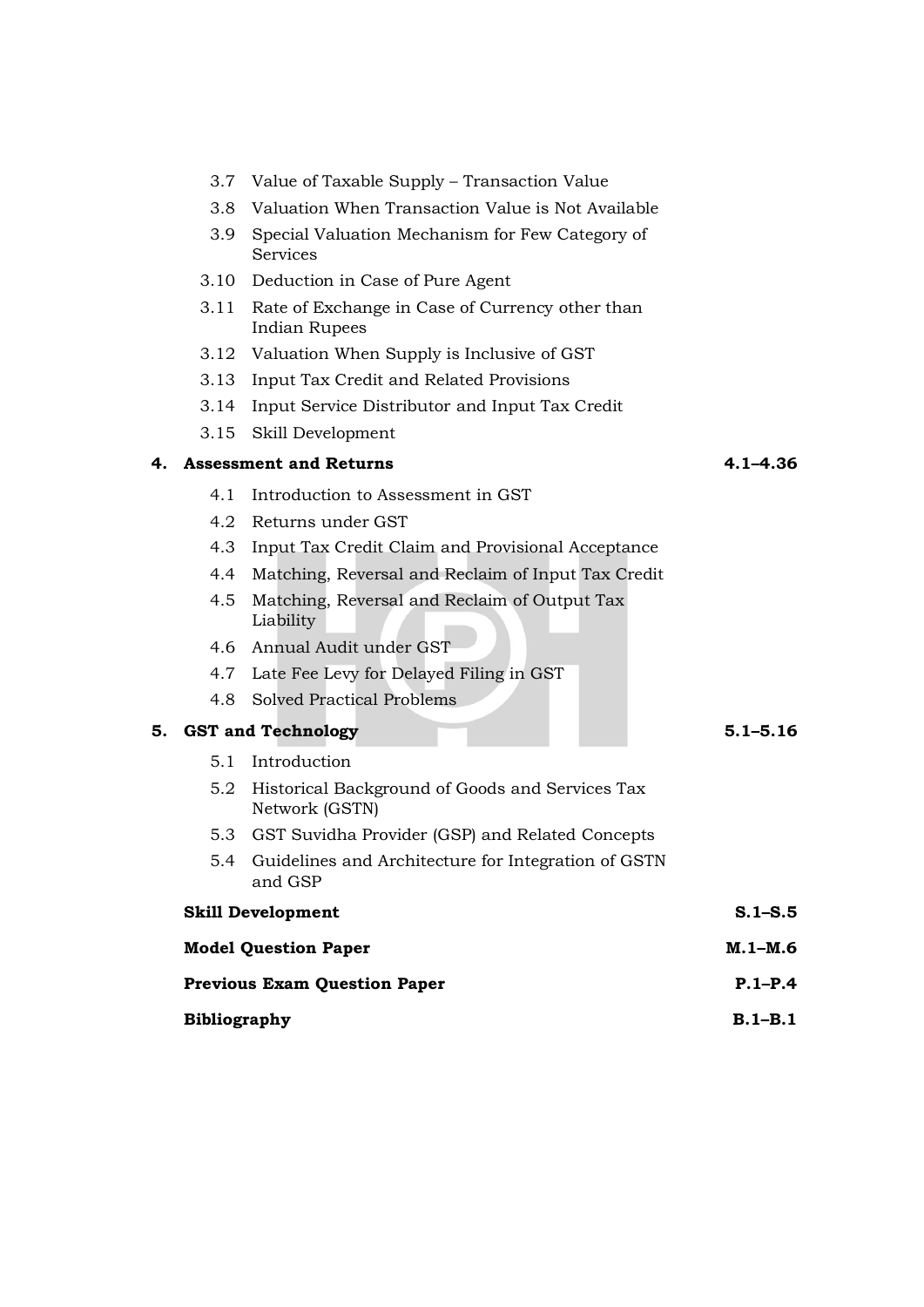3.7 Value of Taxable Supply – Transaction Value
3.8 Valuation When Transaction Value is Not Available
3.9 Special Valuation Mechanism for Few Category of Services
3.10 Deduction in Case of Pure Agent
3.11 Rate of Exchange in Case of Currency other than Indian Rupees
3.12 Valuation When Supply is Inclusive of GST
3.13 Input Tax Credit and Related Provisions
3.14 Input Service Distributor and Input Tax Credit
3.15 Skill Development

**4. Assessment and Returns** **4.1–4.36**

4.1 Introduction to Assessment in GST
4.2 Returns under GST
4.3 Input Tax Credit Claim and Provisional Acceptance
4.4 Matching, Reversal and Reclaim of Input Tax Credit
4.5 Matching, Reversal and Reclaim of Output Tax Liability
4.6 Annual Audit under GST
4.7 Late Fee Levy for Delayed Filing in GST
4.8 Solved Practical Problems

**5. GST and Technology** **5.1–5.16**

5.1 Introduction
5.2 Historical Background of Goods and Services Tax Network (GSTN)
5.3 GST Suvidha Provider (GSP) and Related Concepts
5.4 Guidelines and Architecture for Integration of GSTN and GSP

**Skill Development** **S.1–S.5**

**Model Question Paper** **M.1–M.6**

**Previous Exam Question Paper** **P.1–P.4**

**Bibliography** **B.1–B.1**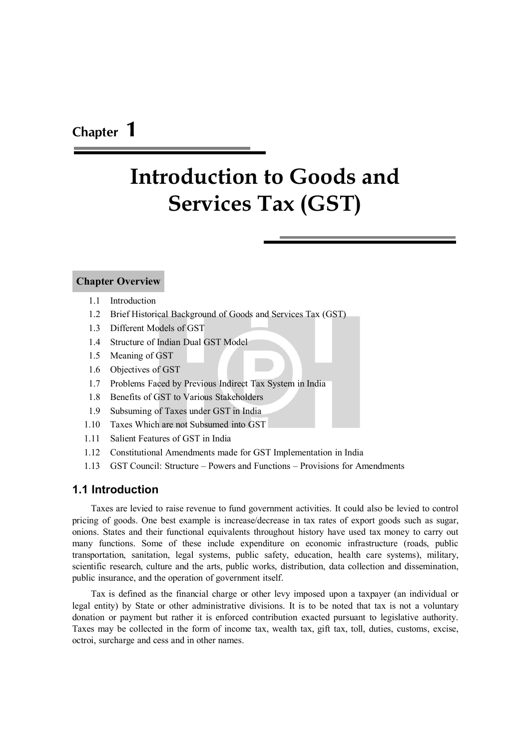Chapter 1

# Introduction to Goods and Services Tax (GST)

**Chapter Overview**

- 1.1 Introduction
- 1.2 Brief Historical Background of Goods and Services Tax (GST)
- 1.3 Different Models of GST
- 1.4 Structure of Indian Dual GST Model
- 1.5 Meaning of GST
- 1.6 Objectives of GST
- 1.7 Problems Faced by Previous Indirect Tax System in India
- 1.8 Benefits of GST to Various Stakeholders
- 1.9 Subsuming of Taxes under GST in India
- 1.10 Taxes Which are not Subsumed into GST
- 1.11 Salient Features of GST in India
- 1.12 Constitutional Amendments made for GST Implementation in India
- 1.13 GST Council: Structure – Powers and Functions – Provisions for Amendments

## 1.1 Introduction

Taxes are levied to raise revenue to fund government activities. It could also be levied to control pricing of goods. One best example is increase/decrease in tax rates of export goods such as sugar, onions. States and their functional equivalents throughout history have used tax money to carry out many functions. Some of these include expenditure on economic infrastructure (roads, public transportation, sanitation, legal systems, public safety, education, health care systems), military, scientific research, culture and the arts, public works, distribution, data collection and dissemination, public insurance, and the operation of government itself.

Tax is defined as the financial charge or other levy imposed upon a taxpayer (an individual or legal entity) by State or other administrative divisions. It is to be noted that tax is not a voluntary donation or payment but rather it is enforced contribution exacted pursuant to legislative authority. Taxes may be collected in the form of income tax, wealth tax, gift tax, toll, duties, customs, excise, octroi, surcharge and cess and in other names.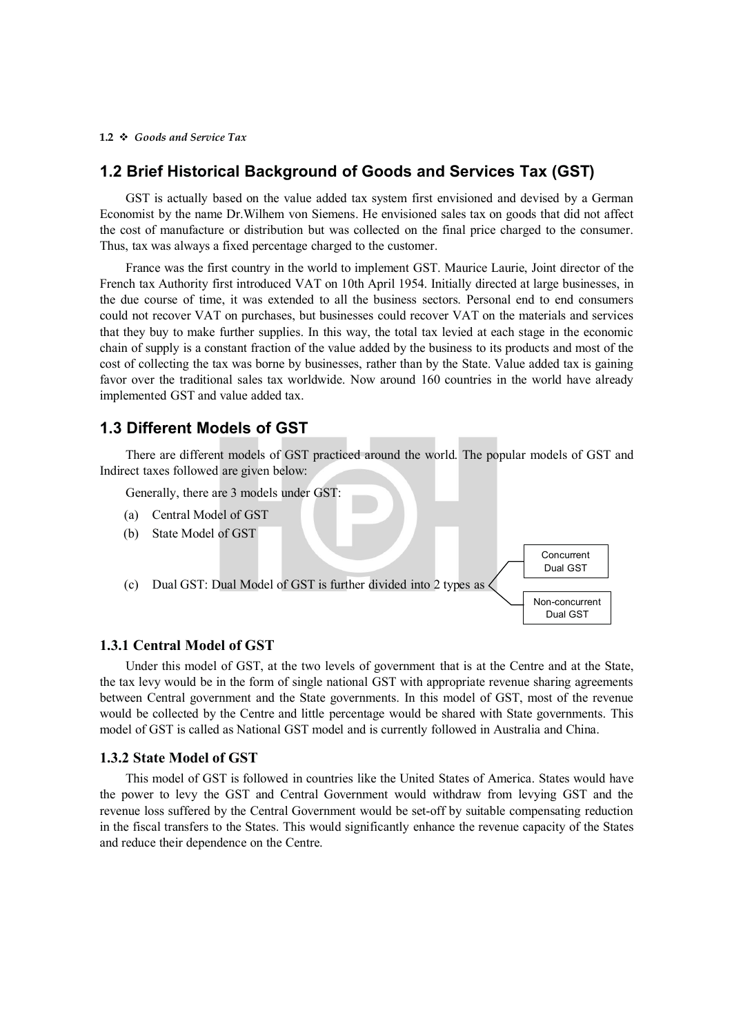## 1.2 Brief Historical Background of Goods and Services Tax (GST)

GST is actually based on the value added tax system first envisioned and devised by a German Economist by the name Dr.Wilhem von Siemens. He envisioned sales tax on goods that did not affect the cost of manufacture or distribution but was collected on the final price charged to the consumer. Thus, tax was always a fixed percentage charged to the customer.

France was the first country in the world to implement GST. Maurice Laurie, Joint director of the French tax Authority first introduced VAT on 10th April 1954. Initially directed at large businesses, in the due course of time, it was extended to all the business sectors. Personal end to end consumers could not recover VAT on purchases, but businesses could recover VAT on the materials and services that they buy to make further supplies. In this way, the total tax levied at each stage in the economic chain of supply is a constant fraction of the value added by the business to its products and most of the cost of collecting the tax was borne by businesses, rather than by the State. Value added tax is gaining favor over the traditional sales tax worldwide. Now around 160 countries in the world have already implemented GST and value added tax.

## 1.3 Different Models of GST

There are different models of GST practiced around the world. The popular models of GST and Indirect taxes followed are given below:

Generally, there are 3 models under GST:

(a) Central Model of GST

(b) State Model of GST

(c) Dual GST: Dual Model of GST is further divided into 2 types as
- Concurrent Dual GST
- Non-concurrent Dual GST

### 1.3.1 Central Model of GST

Under this model of GST, at the two levels of government that is at the Centre and at the State, the tax levy would be in the form of single national GST with appropriate revenue sharing agreements between Central government and the State governments. In this model of GST, most of the revenue would be collected by the Centre and little percentage would be shared with State governments. This model of GST is called as National GST model and is currently followed in Australia and China.

### 1.3.2 State Model of GST

This model of GST is followed in countries like the United States of America. States would have the power to levy the GST and Central Government would withdraw from levying GST and the revenue loss suffered by the Central Government would be set-off by suitable compensating reduction in the fiscal transfers to the States. This would significantly enhance the revenue capacity of the States and reduce their dependence on the Centre.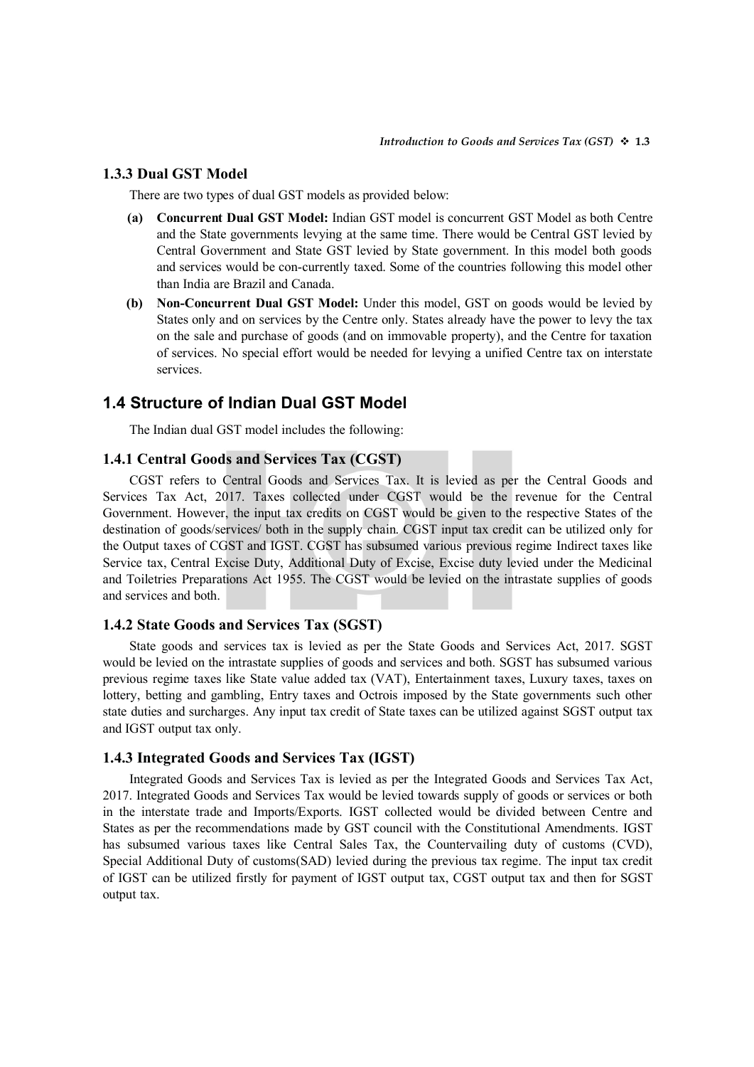### 1.3.3 Dual GST Model

There are two types of dual GST models as provided below:

**(a) Concurrent Dual GST Model:** Indian GST model is concurrent GST Model as both Centre and the State governments levying at the same time. There would be Central GST levied by Central Government and State GST levied by State government. In this model both goods and services would be con-currently taxed. Some of the countries following this model other than India are Brazil and Canada.

**(b) Non-Concurrent Dual GST Model:** Under this model, GST on goods would be levied by States only and on services by the Centre only. States already have the power to levy the tax on the sale and purchase of goods (and on immovable property), and the Centre for taxation of services. No special effort would be needed for levying a unified Centre tax on interstate services.

## 1.4 Structure of Indian Dual GST Model

The Indian dual GST model includes the following:

### 1.4.1 Central Goods and Services Tax (CGST)

CGST refers to Central Goods and Services Tax. It is levied as per the Central Goods and Services Tax Act, 2017. Taxes collected under CGST would be the revenue for the Central Government. However, the input tax credits on CGST would be given to the respective States of the destination of goods/services/ both in the supply chain. CGST input tax credit can be utilized only for the Output taxes of CGST and IGST. CGST has subsumed various previous regime Indirect taxes like Service tax, Central Excise Duty, Additional Duty of Excise, Excise duty levied under the Medicinal and Toiletries Preparations Act 1955. The CGST would be levied on the intrastate supplies of goods and services and both.

### 1.4.2 State Goods and Services Tax (SGST)

State goods and services tax is levied as per the State Goods and Services Act, 2017. SGST would be levied on the intrastate supplies of goods and services and both. SGST has subsumed various previous regime taxes like State value added tax (VAT), Entertainment taxes, Luxury taxes, taxes on lottery, betting and gambling, Entry taxes and Octrois imposed by the State governments such other state duties and surcharges. Any input tax credit of State taxes can be utilized against SGST output tax and IGST output tax only.

### 1.4.3 Integrated Goods and Services Tax (IGST)

Integrated Goods and Services Tax is levied as per the Integrated Goods and Services Tax Act, 2017. Integrated Goods and Services Tax would be levied towards supply of goods or services or both in the interstate trade and Imports/Exports. IGST collected would be divided between Centre and States as per the recommendations made by GST council with the Constitutional Amendments. IGST has subsumed various taxes like Central Sales Tax, the Countervailing duty of customs (CVD), Special Additional Duty of customs(SAD) levied during the previous tax regime. The input tax credit of IGST can be utilized firstly for payment of IGST output tax, CGST output tax and then for SGST output tax.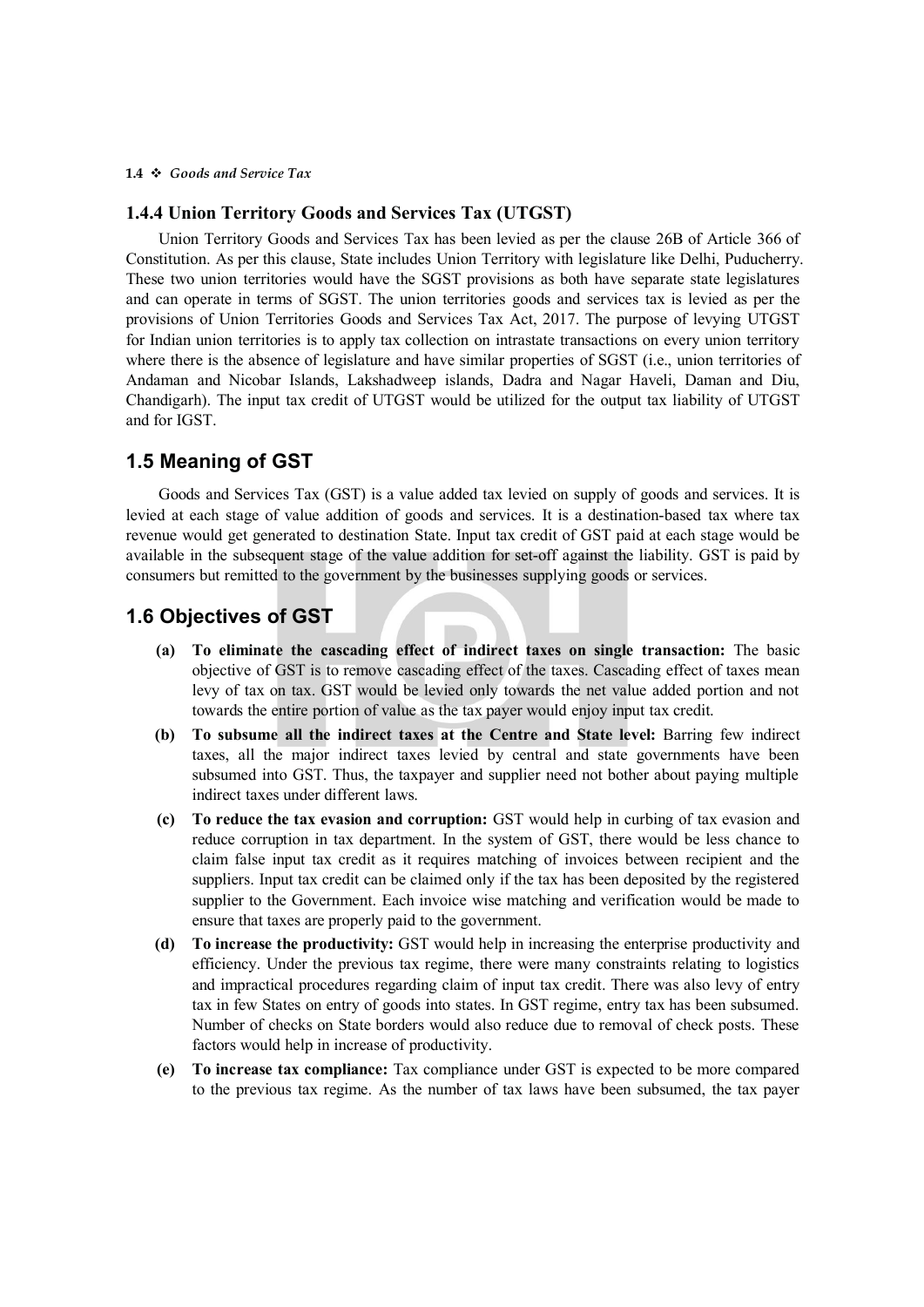### 1.4.4 Union Territory Goods and Services Tax (UTGST)

Union Territory Goods and Services Tax has been levied as per the clause 26B of Article 366 of Constitution. As per this clause, State includes Union Territory with legislature like Delhi, Puducherry. These two union territories would have the SGST provisions as both have separate state legislatures and can operate in terms of SGST. The union territories goods and services tax is levied as per the provisions of Union Territories Goods and Services Tax Act, 2017. The purpose of levying UTGST for Indian union territories is to apply tax collection on intrastate transactions on every union territory where there is the absence of legislature and have similar properties of SGST (i.e., union territories of Andaman and Nicobar Islands, Lakshadweep islands, Dadra and Nagar Haveli, Daman and Diu, Chandigarh). The input tax credit of UTGST would be utilized for the output tax liability of UTGST and for IGST.

## 1.5 Meaning of GST

Goods and Services Tax (GST) is a value added tax levied on supply of goods and services. It is levied at each stage of value addition of goods and services. It is a destination-based tax where tax revenue would get generated to destination State. Input tax credit of GST paid at each stage would be available in the subsequent stage of the value addition for set-off against the liability. GST is paid by consumers but remitted to the government by the businesses supplying goods or services.

## 1.6 Objectives of GST

**(a) To eliminate the cascading effect of indirect taxes on single transaction:** The basic objective of GST is to remove cascading effect of the taxes. Cascading effect of taxes mean levy of tax on tax. GST would be levied only towards the net value added portion and not towards the entire portion of value as the tax payer would enjoy input tax credit.

**(b) To subsume all the indirect taxes at the Centre and State level:** Barring few indirect taxes, all the major indirect taxes levied by central and state governments have been subsumed into GST. Thus, the taxpayer and supplier need not bother about paying multiple indirect taxes under different laws.

**(c) To reduce the tax evasion and corruption:** GST would help in curbing of tax evasion and reduce corruption in tax department. In the system of GST, there would be less chance to claim false input tax credit as it requires matching of invoices between recipient and the suppliers. Input tax credit can be claimed only if the tax has been deposited by the registered supplier to the Government. Each invoice wise matching and verification would be made to ensure that taxes are properly paid to the government.

**(d) To increase the productivity:** GST would help in increasing the enterprise productivity and efficiency. Under the previous tax regime, there were many constraints relating to logistics and impractical procedures regarding claim of input tax credit. There was also levy of entry tax in few States on entry of goods into states. In GST regime, entry tax has been subsumed. Number of checks on State borders would also reduce due to removal of check posts. These factors would help in increase of productivity.

**(e) To increase tax compliance:** Tax compliance under GST is expected to be more compared to the previous tax regime. As the number of tax laws have been subsumed, the tax payer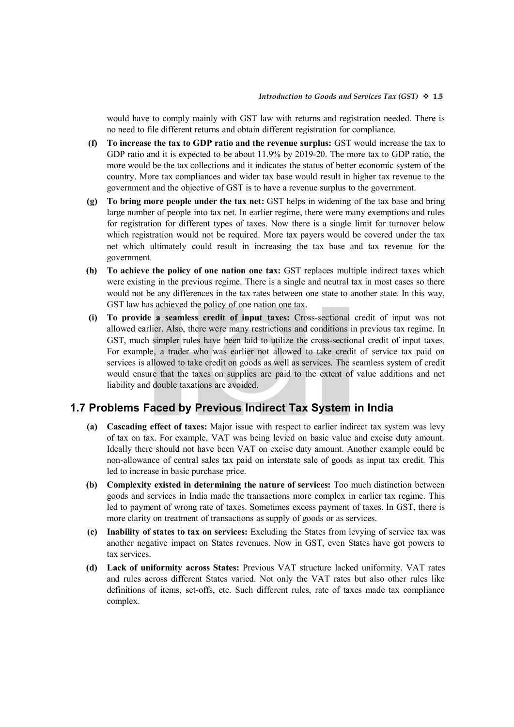would have to comply mainly with GST law with returns and registration needed. There is no need to file different returns and obtain different registration for compliance.

**(f) To increase the tax to GDP ratio and the revenue surplus:** GST would increase the tax to GDP ratio and it is expected to be about 11.9% by 2019-20. The more tax to GDP ratio, the more would be the tax collections and it indicates the status of better economic system of the country. More tax compliances and wider tax base would result in higher tax revenue to the government and the objective of GST is to have a revenue surplus to the government.

**(g) To bring more people under the tax net:** GST helps in widening of the tax base and bring large number of people into tax net. In earlier regime, there were many exemptions and rules for registration for different types of taxes. Now there is a single limit for turnover below which registration would not be required. More tax payers would be covered under the tax net which ultimately could result in increasing the tax base and tax revenue for the government.

**(h) To achieve the policy of one nation one tax:** GST replaces multiple indirect taxes which were existing in the previous regime. There is a single and neutral tax in most cases so there would not be any differences in the tax rates between one state to another state. In this way, GST law has achieved the policy of one nation one tax.

**(i) To provide a seamless credit of input taxes:** Cross-sectional credit of input was not allowed earlier. Also, there were many restrictions and conditions in previous tax regime. In GST, much simpler rules have been laid to utilize the cross-sectional credit of input taxes. For example, a trader who was earlier not allowed to take credit of service tax paid on services is allowed to take credit on goods as well as services. The seamless system of credit would ensure that the taxes on supplies are paid to the extent of value additions and net liability and double taxations are avoided.

## 1.7 Problems Faced by Previous Indirect Tax System in India

**(a) Cascading effect of taxes:** Major issue with respect to earlier indirect tax system was levy of tax on tax. For example, VAT was being levied on basic value and excise duty amount. Ideally there should not have been VAT on excise duty amount. Another example could be non-allowance of central sales tax paid on interstate sale of goods as input tax credit. This led to increase in basic purchase price.

**(b) Complexity existed in determining the nature of services:** Too much distinction between goods and services in India made the transactions more complex in earlier tax regime. This led to payment of wrong rate of taxes. Sometimes excess payment of taxes. In GST, there is more clarity on treatment of transactions as supply of goods or as services.

**(c) Inability of states to tax on services:** Excluding the States from levying of service tax was another negative impact on States revenues. Now in GST, even States have got powers to tax services.

**(d) Lack of uniformity across States:** Previous VAT structure lacked uniformity. VAT rates and rules across different States varied. Not only the VAT rates but also other rules like definitions of items, set-offs, etc. Such different rules, rate of taxes made tax compliance complex.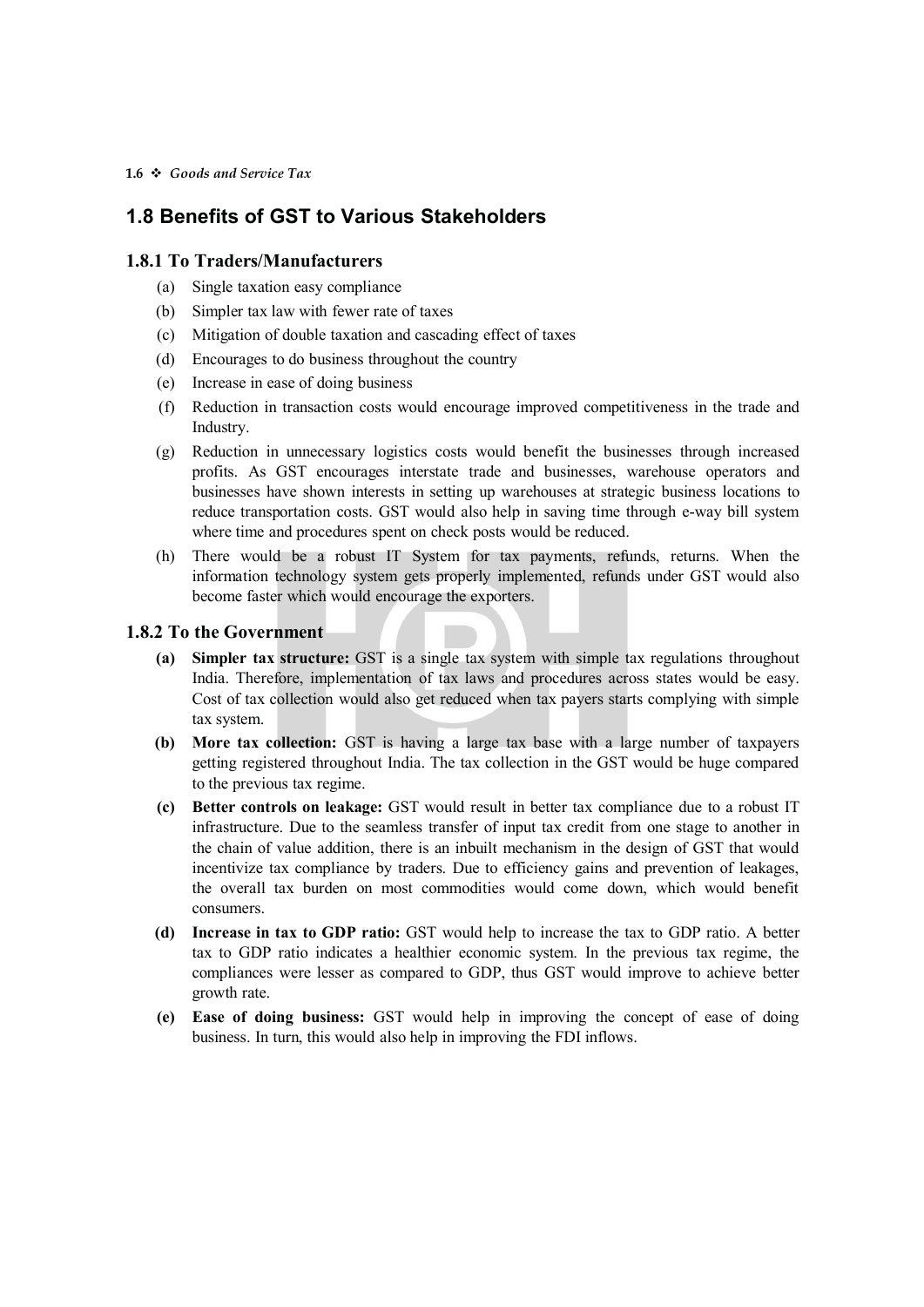## 1.8 Benefits of GST to Various Stakeholders

### 1.8.1 To Traders/Manufacturers

(a) Single taxation easy compliance

(b) Simpler tax law with fewer rate of taxes

(c) Mitigation of double taxation and cascading effect of taxes

(d) Encourages to do business throughout the country

(e) Increase in ease of doing business

(f) Reduction in transaction costs would encourage improved competitiveness in the trade and Industry.

(g) Reduction in unnecessary logistics costs would benefit the businesses through increased profits. As GST encourages interstate trade and businesses, warehouse operators and businesses have shown interests in setting up warehouses at strategic business locations to reduce transportation costs. GST would also help in saving time through e-way bill system where time and procedures spent on check posts would be reduced.

(h) There would be a robust IT System for tax payments, refunds, returns. When the information technology system gets properly implemented, refunds under GST would also become faster which would encourage the exporters.

### 1.8.2 To the Government

**(a) Simpler tax structure:** GST is a single tax system with simple tax regulations throughout India. Therefore, implementation of tax laws and procedures across states would be easy. Cost of tax collection would also get reduced when tax payers starts complying with simple tax system.

**(b) More tax collection:** GST is having a large tax base with a large number of taxpayers getting registered throughout India. The tax collection in the GST would be huge compared to the previous tax regime.

**(c) Better controls on leakage:** GST would result in better tax compliance due to a robust IT infrastructure. Due to the seamless transfer of input tax credit from one stage to another in the chain of value addition, there is an inbuilt mechanism in the design of GST that would incentivize tax compliance by traders. Due to efficiency gains and prevention of leakages, the overall tax burden on most commodities would come down, which would benefit consumers.

**(d) Increase in tax to GDP ratio:** GST would help to increase the tax to GDP ratio. A better tax to GDP ratio indicates a healthier economic system. In the previous tax regime, the compliances were lesser as compared to GDP, thus GST would improve to achieve better growth rate.

**(e) Ease of doing business:** GST would help in improving the concept of ease of doing business. In turn, this would also help in improving the FDI inflows.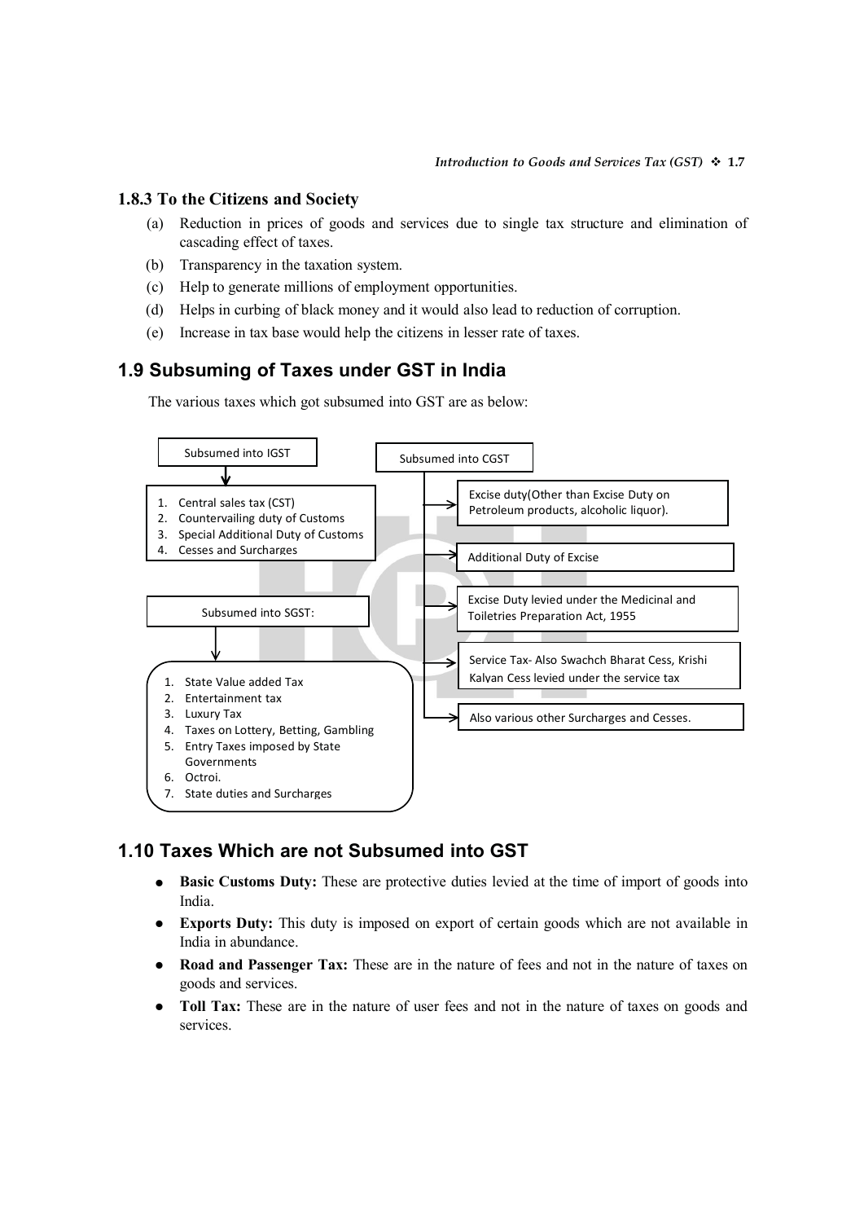### 1.8.3 To the Citizens and Society

(a) Reduction in prices of goods and services due to single tax structure and elimination of cascading effect of taxes.

(b) Transparency in the taxation system.

(c) Help to generate millions of employment opportunities.

(d) Helps in curbing of black money and it would also lead to reduction of corruption.

(e) Increase in tax base would help the citizens in lesser rate of taxes.

## 1.9 Subsuming of Taxes under GST in India

The various taxes which got subsumed into GST are as below:

**Subsumed into IGST**

1. Central sales tax (CST)
2. Countervailing duty of Customs
3. Special Additional Duty of Customs
4. Cesses and Surcharges

**Subsumed into SGST:**

1. State Value added Tax
2. Entertainment tax
3. Luxury Tax
4. Taxes on Lottery, Betting, Gambling
5. Entry Taxes imposed by State Governments
6. Octroi.
7. State duties and Surcharges

**Subsumed into CGST**

- Excise duty(Other than Excise Duty on Petroleum products, alcoholic liquor).
- Additional Duty of Excise
- Excise Duty levied under the Medicinal and Toiletries Preparation Act, 1955
- Service Tax- Also Swachch Bharat Cess, Krishi Kalyan Cess levied under the service tax
- Also various other Surcharges and Cesses.

## 1.10 Taxes Which are not Subsumed into GST

- **Basic Customs Duty:** These are protective duties levied at the time of import of goods into India.
- **Exports Duty:** This duty is imposed on export of certain goods which are not available in India in abundance.
- **Road and Passenger Tax:** These are in the nature of fees and not in the nature of taxes on goods and services.
- **Toll Tax:** These are in the nature of user fees and not in the nature of taxes on goods and services.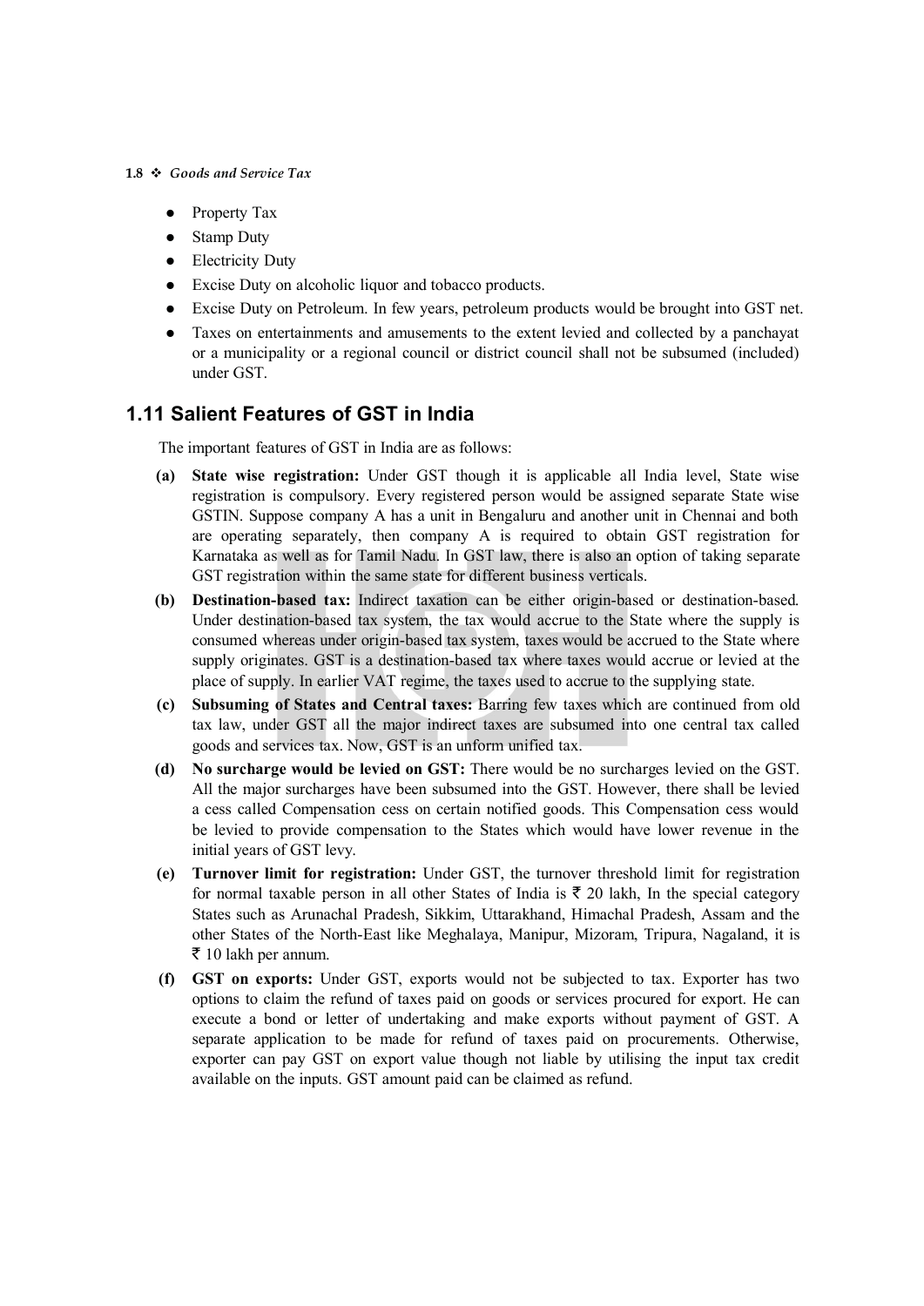- Property Tax
- Stamp Duty
- Electricity Duty
- Excise Duty on alcoholic liquor and tobacco products.
- Excise Duty on Petroleum. In few years, petroleum products would be brought into GST net.
- Taxes on entertainments and amusements to the extent levied and collected by a panchayat or a municipality or a regional council or district council shall not be subsumed (included) under GST.

## 1.11 Salient Features of GST in India

The important features of GST in India are as follows:

**(a) State wise registration:** Under GST though it is applicable all India level, State wise registration is compulsory. Every registered person would be assigned separate State wise GSTIN. Suppose company A has a unit in Bengaluru and another unit in Chennai and both are operating separately, then company A is required to obtain GST registration for Karnataka as well as for Tamil Nadu. In GST law, there is also an option of taking separate GST registration within the same state for different business verticals.

**(b) Destination-based tax:** Indirect taxation can be either origin-based or destination-based. Under destination-based tax system, the tax would accrue to the State where the supply is consumed whereas under origin-based tax system, taxes would be accrued to the State where supply originates. GST is a destination-based tax where taxes would accrue or levied at the place of supply. In earlier VAT regime, the taxes used to accrue to the supplying state.

**(c) Subsuming of States and Central taxes:** Barring few taxes which are continued from old tax law, under GST all the major indirect taxes are subsumed into one central tax called goods and services tax. Now, GST is an unform unified tax.

**(d) No surcharge would be levied on GST:** There would be no surcharges levied on the GST. All the major surcharges have been subsumed into the GST. However, there shall be levied a cess called Compensation cess on certain notified goods. This Compensation cess would be levied to provide compensation to the States which would have lower revenue in the initial years of GST levy.

**(e) Turnover limit for registration:** Under GST, the turnover threshold limit for registration for normal taxable person in all other States of India is ₹ 20 lakh, In the special category States such as Arunachal Pradesh, Sikkim, Uttarakhand, Himachal Pradesh, Assam and the other States of the North-East like Meghalaya, Manipur, Mizoram, Tripura, Nagaland, it is ₹ 10 lakh per annum.

**(f) GST on exports:** Under GST, exports would not be subjected to tax. Exporter has two options to claim the refund of taxes paid on goods or services procured for export. He can execute a bond or letter of undertaking and make exports without payment of GST. A separate application to be made for refund of taxes paid on procurements. Otherwise, exporter can pay GST on export value though not liable by utilising the input tax credit available on the inputs. GST amount paid can be claimed as refund.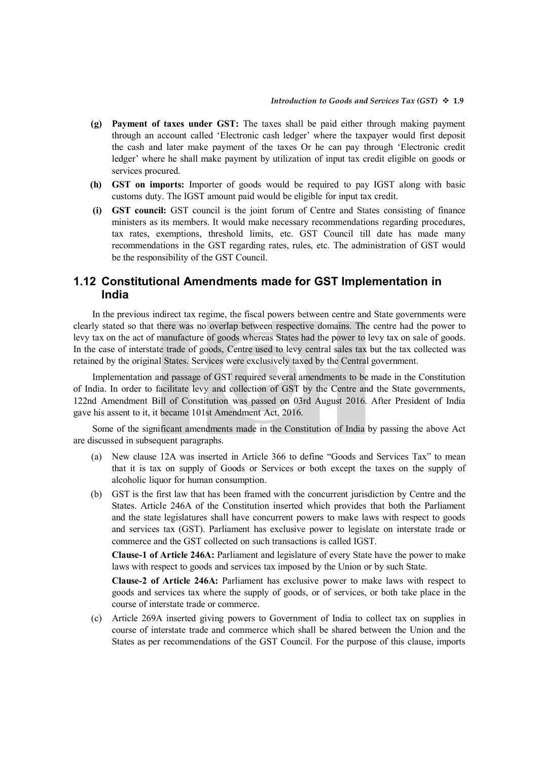- **(g) Payment of taxes under GST:** The taxes shall be paid either through making payment through an account called 'Electronic cash ledger' where the taxpayer would first deposit the cash and later make payment of the taxes Or he can pay through 'Electronic credit ledger' where he shall make payment by utilization of input tax credit eligible on goods or services procured.
- **(h) GST on imports:** Importer of goods would be required to pay IGST along with basic customs duty. The IGST amount paid would be eligible for input tax credit.
- **(i) GST council:** GST council is the joint forum of Centre and States consisting of finance ministers as its members. It would make necessary recommendations regarding procedures, tax rates, exemptions, threshold limits, etc. GST Council till date has made many recommendations in the GST regarding rates, rules, etc. The administration of GST would be the responsibility of the GST Council.

## 1.12 Constitutional Amendments made for GST Implementation in India

In the previous indirect tax regime, the fiscal powers between centre and State governments were clearly stated so that there was no overlap between respective domains. The centre had the power to levy tax on the act of manufacture of goods whereas States had the power to levy tax on sale of goods. In the case of interstate trade of goods, Centre used to levy central sales tax but the tax collected was retained by the original States. Services were exclusively taxed by the Central government.

Implementation and passage of GST required several amendments to be made in the Constitution of India. In order to facilitate levy and collection of GST by the Centre and the State governments, 122nd Amendment Bill of Constitution was passed on 03rd August 2016. After President of India gave his assent to it, it became 101st Amendment Act, 2016.

Some of the significant amendments made in the Constitution of India by passing the above Act are discussed in subsequent paragraphs.

(a) New clause 12A was inserted in Article 366 to define "Goods and Services Tax" to mean that it is tax on supply of Goods or Services or both except the taxes on the supply of alcoholic liquor for human consumption.

(b) GST is the first law that has been framed with the concurrent jurisdiction by Centre and the States. Article 246A of the Constitution inserted which provides that both the Parliament and the state legislatures shall have concurrent powers to make laws with respect to goods and services tax (GST). Parliament has exclusive power to legislate on interstate trade or commerce and the GST collected on such transactions is called IGST.

   **Clause-1 of Article 246A:** Parliament and legislature of every State have the power to make laws with respect to goods and services tax imposed by the Union or by such State.

   **Clause-2 of Article 246A:** Parliament has exclusive power to make laws with respect to goods and services tax where the supply of goods, or of services, or both take place in the course of interstate trade or commerce.

(c) Article 269A inserted giving powers to Government of India to collect tax on supplies in course of interstate trade and commerce which shall be shared between the Union and the States as per recommendations of the GST Council. For the purpose of this clause, imports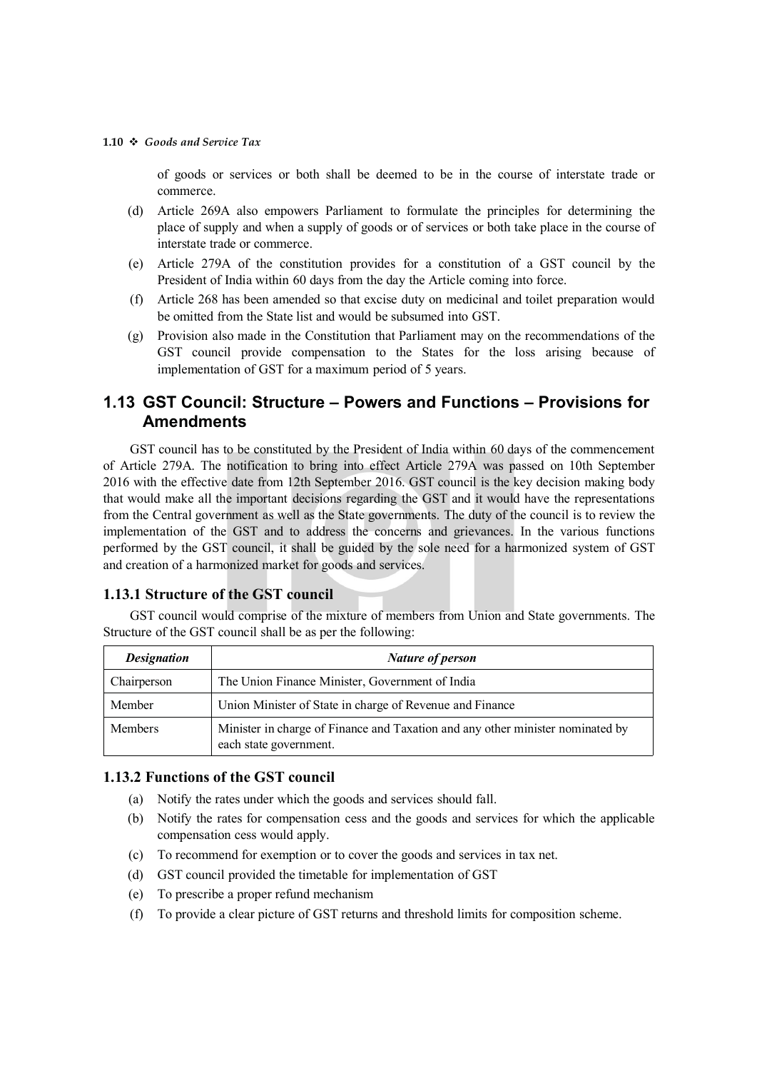of goods or services or both shall be deemed to be in the course of interstate trade or commerce.

(d) Article 269A also empowers Parliament to formulate the principles for determining the place of supply and when a supply of goods or of services or both take place in the course of interstate trade or commerce.

(e) Article 279A of the constitution provides for a constitution of a GST council by the President of India within 60 days from the day the Article coming into force.

(f) Article 268 has been amended so that excise duty on medicinal and toilet preparation would be omitted from the State list and would be subsumed into GST.

(g) Provision also made in the Constitution that Parliament may on the recommendations of the GST council provide compensation to the States for the loss arising because of implementation of GST for a maximum period of 5 years.

## 1.13 GST Council: Structure – Powers and Functions – Provisions for Amendments

GST council has to be constituted by the President of India within 60 days of the commencement of Article 279A. The notification to bring into effect Article 279A was passed on 10th September 2016 with the effective date from 12th September 2016. GST council is the key decision making body that would make all the important decisions regarding the GST and it would have the representations from the Central government as well as the State governments. The duty of the council is to review the implementation of the GST and to address the concerns and grievances. In the various functions performed by the GST council, it shall be guided by the sole need for a harmonized system of GST and creation of a harmonized market for goods and services.

### 1.13.1 Structure of the GST council

GST council would comprise of the mixture of members from Union and State governments. The Structure of the GST council shall be as per the following:

| *Designation* | *Nature of person* |
|---|---|
| Chairperson | The Union Finance Minister, Government of India |
| Member | Union Minister of State in charge of Revenue and Finance |
| Members | Minister in charge of Finance and Taxation and any other minister nominated by each state government. |

### 1.13.2 Functions of the GST council

(a) Notify the rates under which the goods and services should fall.

(b) Notify the rates for compensation cess and the goods and services for which the applicable compensation cess would apply.

(c) To recommend for exemption or to cover the goods and services in tax net.

(d) GST council provided the timetable for implementation of GST

(e) To prescribe a proper refund mechanism

(f) To provide a clear picture of GST returns and threshold limits for composition scheme.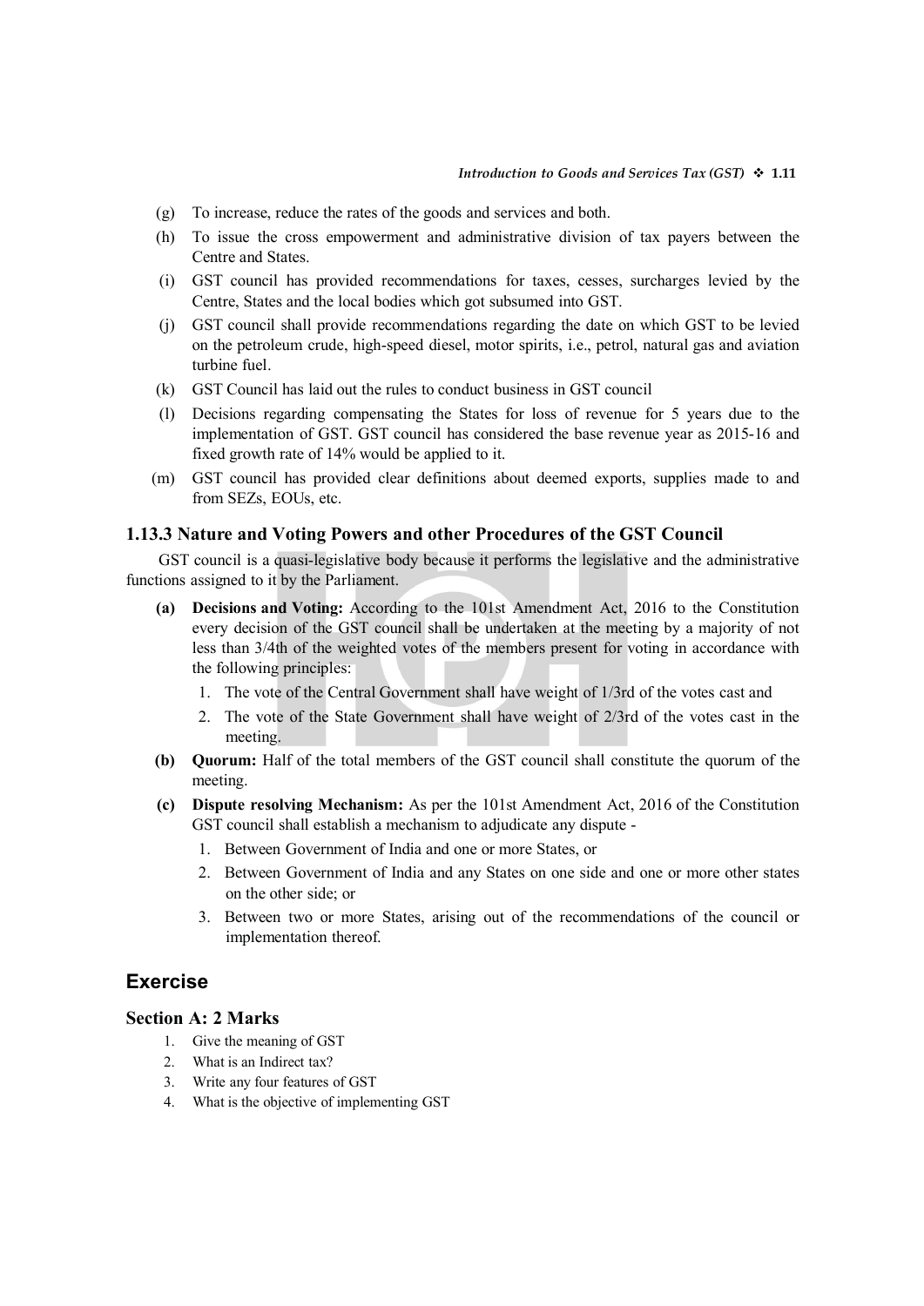(g) To increase, reduce the rates of the goods and services and both.

(h) To issue the cross empowerment and administrative division of tax payers between the Centre and States.

(i) GST council has provided recommendations for taxes, cesses, surcharges levied by the Centre, States and the local bodies which got subsumed into GST.

(j) GST council shall provide recommendations regarding the date on which GST to be levied on the petroleum crude, high-speed diesel, motor spirits, i.e., petrol, natural gas and aviation turbine fuel.

(k) GST Council has laid out the rules to conduct business in GST council

(l) Decisions regarding compensating the States for loss of revenue for 5 years due to the implementation of GST. GST council has considered the base revenue year as 2015-16 and fixed growth rate of 14% would be applied to it.

(m) GST council has provided clear definitions about deemed exports, supplies made to and from SEZs, EOUs, etc.

### 1.13.3 Nature and Voting Powers and other Procedures of the GST Council

GST council is a quasi-legislative body because it performs the legislative and the administrative functions assigned to it by the Parliament.

**(a) Decisions and Voting:** According to the 101st Amendment Act, 2016 to the Constitution every decision of the GST council shall be undertaken at the meeting by a majority of not less than 3/4th of the weighted votes of the members present for voting in accordance with the following principles:

1. The vote of the Central Government shall have weight of 1/3rd of the votes cast and
2. The vote of the State Government shall have weight of 2/3rd of the votes cast in the meeting.

**(b) Quorum:** Half of the total members of the GST council shall constitute the quorum of the meeting.

**(c) Dispute resolving Mechanism:** As per the 101st Amendment Act, 2016 of the Constitution GST council shall establish a mechanism to adjudicate any dispute -

1. Between Government of India and one or more States, or
2. Between Government of India and any States on one side and one or more other states on the other side; or
3. Between two or more States, arising out of the recommendations of the council or implementation thereof.

## Exercise

### Section A: 2 Marks

1. Give the meaning of GST
2. What is an Indirect tax?
3. Write any four features of GST
4. What is the objective of implementing GST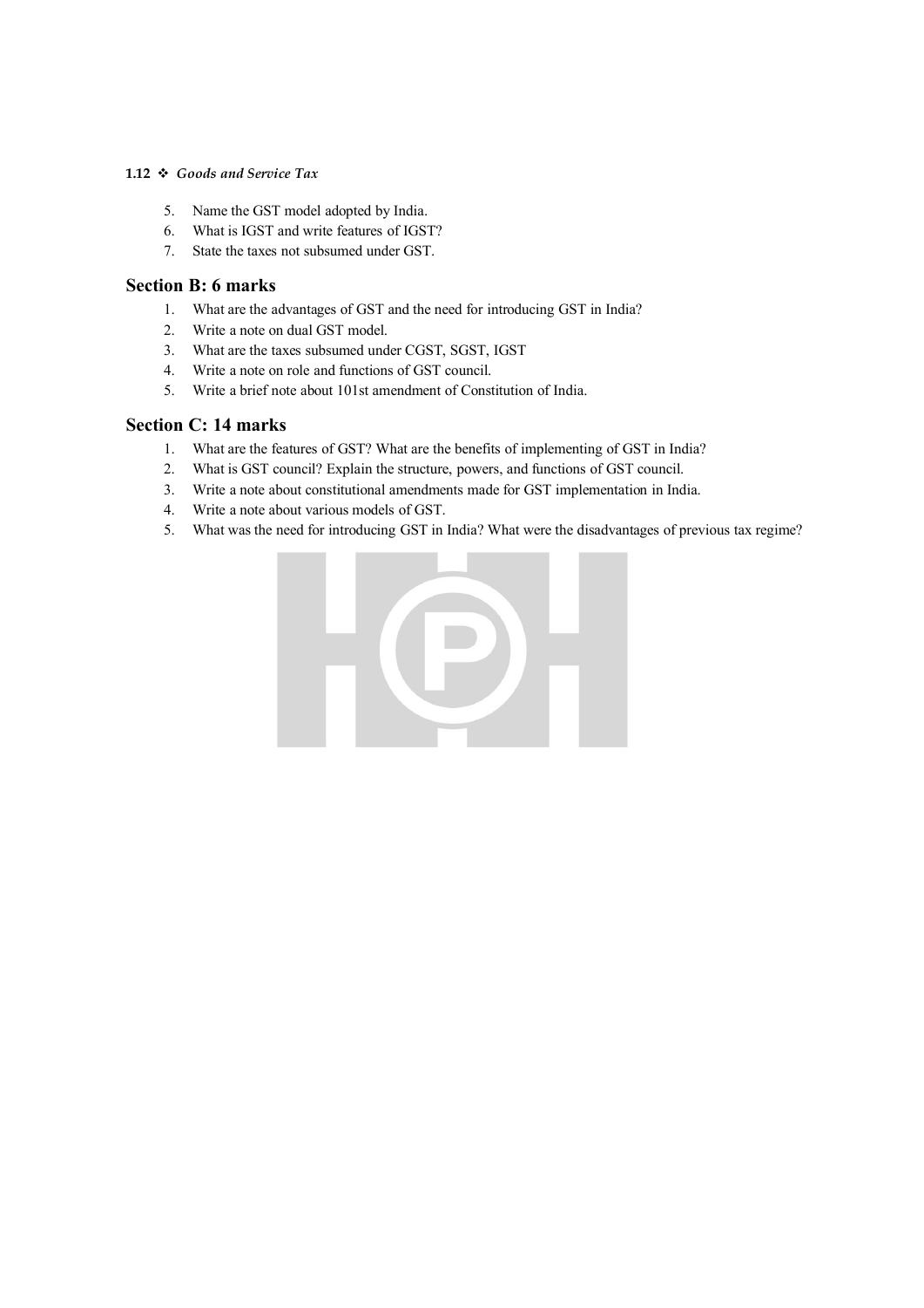5. Name the GST model adopted by India.
6. What is IGST and write features of IGST?
7. State the taxes not subsumed under GST.

## Section B: 6 marks

1. What are the advantages of GST and the need for introducing GST in India?
2. Write a note on dual GST model.
3. What are the taxes subsumed under CGST, SGST, IGST
4. Write a note on role and functions of GST council.
5. Write a brief note about 101st amendment of Constitution of India.

## Section C: 14 marks

1. What are the features of GST? What are the benefits of implementing of GST in India?
2. What is GST council? Explain the structure, powers, and functions of GST council.
3. Write a note about constitutional amendments made for GST implementation in India.
4. Write a note about various models of GST.
5. What was the need for introducing GST in India? What were the disadvantages of previous tax regime?